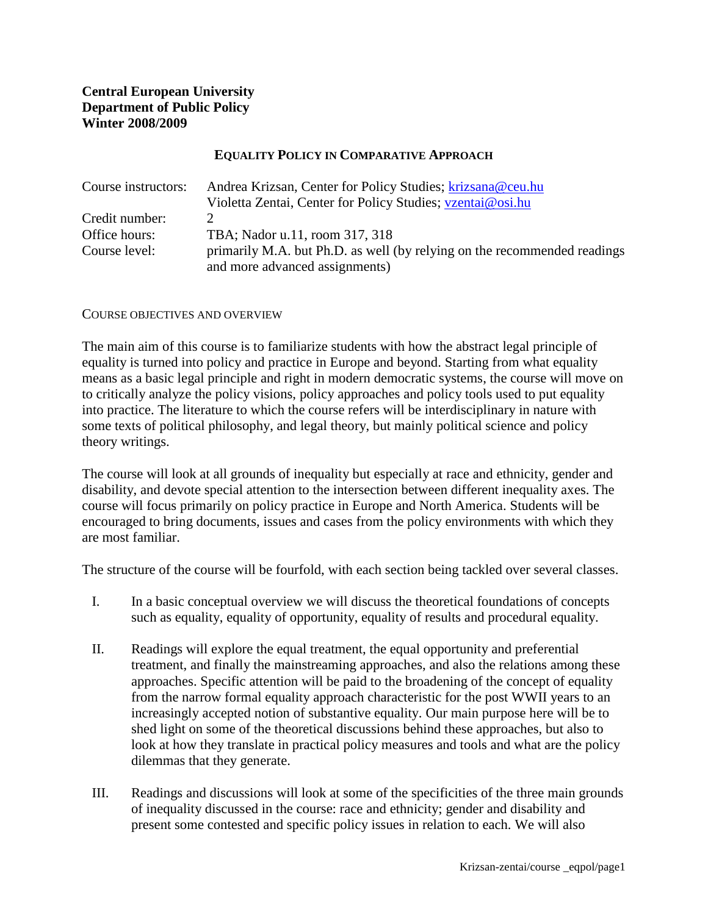**Central European University**
**Department of Public Policy**
**Winter 2008/2009**

## EQUALITY POLICY IN COMPARATIVE APPROACH

| | |
|---|---|
| Course instructors: | Andrea Krizsan, Center for Policy Studies; krizsana@ceu.hu |
| | Violetta Zentai, Center for Policy Studies; vzentai@osi.hu |
| Credit number: | 2 |
| Office hours: | TBA; Nador u.11, room 317, 318 |
| Course level: | primarily M.A. but Ph.D. as well (by relying on the recommended readings and more advanced assignments) |

### COURSE OBJECTIVES AND OVERVIEW

The main aim of this course is to familiarize students with how the abstract legal principle of equality is turned into policy and practice in Europe and beyond. Starting from what equality means as a basic legal principle and right in modern democratic systems, the course will move on to critically analyze the policy visions, policy approaches and policy tools used to put equality into practice. The literature to which the course refers will be interdisciplinary in nature with some texts of political philosophy, and legal theory, but mainly political science and policy theory writings.

The course will look at all grounds of inequality but especially at race and ethnicity, gender and disability, and devote special attention to the intersection between different inequality axes. The course will focus primarily on policy practice in Europe and North America. Students will be encouraged to bring documents, issues and cases from the policy environments with which they are most familiar.

The structure of the course will be fourfold, with each section being tackled over several classes.

I. In a basic conceptual overview we will discuss the theoretical foundations of concepts such as equality, equality of opportunity, equality of results and procedural equality.

II. Readings will explore the equal treatment, the equal opportunity and preferential treatment, and finally the mainstreaming approaches, and also the relations among these approaches. Specific attention will be paid to the broadening of the concept of equality from the narrow formal equality approach characteristic for the post WWII years to an increasingly accepted notion of substantive equality. Our main purpose here will be to shed light on some of the theoretical discussions behind these approaches, but also to look at how they translate in practical policy measures and tools and what are the policy dilemmas that they generate.

III. Readings and discussions will look at some of the specificities of the three main grounds of inequality discussed in the course: race and ethnicity; gender and disability and present some contested and specific policy issues in relation to each. We will also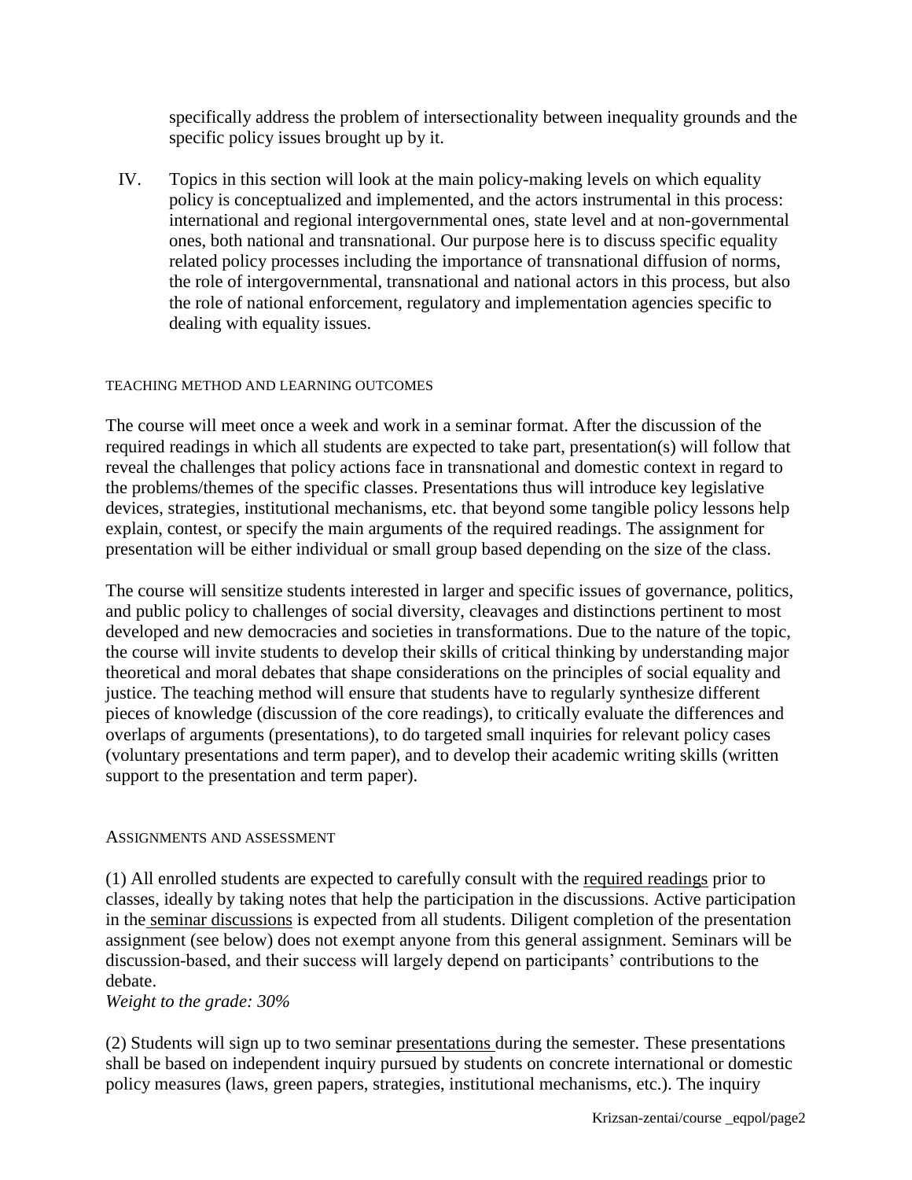specifically address the problem of intersectionality between inequality grounds and the specific policy issues brought up by it.

IV. Topics in this section will look at the main policy-making levels on which equality policy is conceptualized and implemented, and the actors instrumental in this process: international and regional intergovernmental ones, state level and at non-governmental ones, both national and transnational. Our purpose here is to discuss specific equality related policy processes including the importance of transnational diffusion of norms, the role of intergovernmental, transnational and national actors in this process, but also the role of national enforcement, regulatory and implementation agencies specific to dealing with equality issues.

## TEACHING METHOD AND LEARNING OUTCOMES

The course will meet once a week and work in a seminar format. After the discussion of the required readings in which all students are expected to take part, presentation(s) will follow that reveal the challenges that policy actions face in transnational and domestic context in regard to the problems/themes of the specific classes. Presentations thus will introduce key legislative devices, strategies, institutional mechanisms, etc. that beyond some tangible policy lessons help explain, contest, or specify the main arguments of the required readings. The assignment for presentation will be either individual or small group based depending on the size of the class.

The course will sensitize students interested in larger and specific issues of governance, politics, and public policy to challenges of social diversity, cleavages and distinctions pertinent to most developed and new democracies and societies in transformations. Due to the nature of the topic, the course will invite students to develop their skills of critical thinking by understanding major theoretical and moral debates that shape considerations on the principles of social equality and justice. The teaching method will ensure that students have to regularly synthesize different pieces of knowledge (discussion of the core readings), to critically evaluate the differences and overlaps of arguments (presentations), to do targeted small inquiries for relevant policy cases (voluntary presentations and term paper), and to develop their academic writing skills (written support to the presentation and term paper).

## ASSIGNMENTS AND ASSESSMENT

(1) All enrolled students are expected to carefully consult with the required readings prior to classes, ideally by taking notes that help the participation in the discussions. Active participation in the seminar discussions is expected from all students. Diligent completion of the presentation assignment (see below) does not exempt anyone from this general assignment. Seminars will be discussion-based, and their success will largely depend on participants' contributions to the debate.
*Weight to the grade: 30%*

(2) Students will sign up to two seminar presentations during the semester. These presentations shall be based on independent inquiry pursued by students on concrete international or domestic policy measures (laws, green papers, strategies, institutional mechanisms, etc.). The inquiry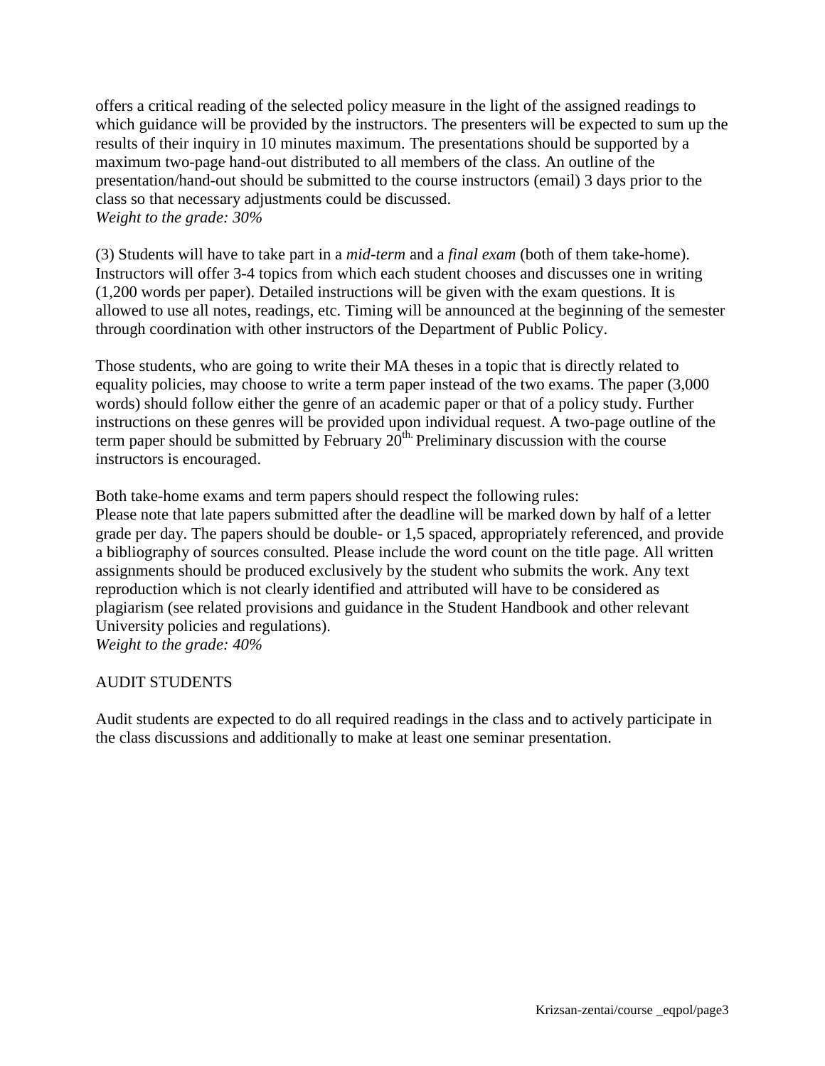offers a critical reading of the selected policy measure in the light of the assigned readings to which guidance will be provided by the instructors. The presenters will be expected to sum up the results of their inquiry in 10 minutes maximum. The presentations should be supported by a maximum two-page hand-out distributed to all members of the class. An outline of the presentation/hand-out should be submitted to the course instructors (email) 3 days prior to the class so that necessary adjustments could be discussed.
*Weight to the grade: 30%*

(3) Students will have to take part in a *mid-term* and a *final exam* (both of them take-home). Instructors will offer 3-4 topics from which each student chooses and discusses one in writing (1,200 words per paper). Detailed instructions will be given with the exam questions. It is allowed to use all notes, readings, etc. Timing will be announced at the beginning of the semester through coordination with other instructors of the Department of Public Policy.

Those students, who are going to write their MA theses in a topic that is directly related to equality policies, may choose to write a term paper instead of the two exams. The paper (3,000 words) should follow either the genre of an academic paper or that of a policy study. Further instructions on these genres will be provided upon individual request. A two-page outline of the term paper should be submitted by February 20th. Preliminary discussion with the course instructors is encouraged.

Both take-home exams and term papers should respect the following rules:
Please note that late papers submitted after the deadline will be marked down by half of a letter grade per day. The papers should be double- or 1,5 spaced, appropriately referenced, and provide a bibliography of sources consulted. Please include the word count on the title page. All written assignments should be produced exclusively by the student who submits the work. Any text reproduction which is not clearly identified and attributed will have to be considered as plagiarism (see related provisions and guidance in the Student Handbook and other relevant University policies and regulations).
*Weight to the grade: 40%*

AUDIT STUDENTS

Audit students are expected to do all required readings in the class and to actively participate in the class discussions and additionally to make at least one seminar presentation.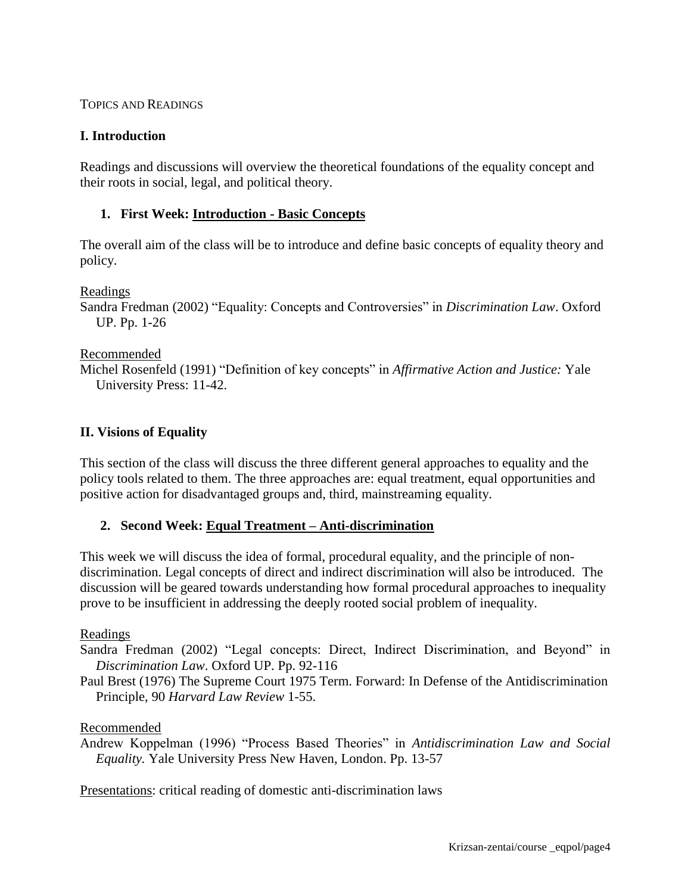TOPICS AND READINGS

## I. Introduction

Readings and discussions will overview the theoretical foundations of the equality concept and their roots in social, legal, and political theory.

### 1. First Week: Introduction - Basic Concepts

The overall aim of the class will be to introduce and define basic concepts of equality theory and policy.

Readings

Sandra Fredman (2002) "Equality: Concepts and Controversies" in *Discrimination Law*. Oxford UP. Pp. 1-26

Recommended

Michel Rosenfeld (1991) "Definition of key concepts" in *Affirmative Action and Justice:* Yale University Press: 11-42.

## II. Visions of Equality

This section of the class will discuss the three different general approaches to equality and the policy tools related to them. The three approaches are: equal treatment, equal opportunities and positive action for disadvantaged groups and, third, mainstreaming equality.

### 2. Second Week: Equal Treatment – Anti-discrimination

This week we will discuss the idea of formal, procedural equality, and the principle of non-discrimination. Legal concepts of direct and indirect discrimination will also be introduced. The discussion will be geared towards understanding how formal procedural approaches to inequality prove to be insufficient in addressing the deeply rooted social problem of inequality.

Readings

Sandra Fredman (2002) "Legal concepts: Direct, Indirect Discrimination, and Beyond" in *Discrimination Law*. Oxford UP. Pp. 92-116

Paul Brest (1976) The Supreme Court 1975 Term. Forward: In Defense of the Antidiscrimination Principle, 90 *Harvard Law Review* 1-55.

Recommended

Andrew Koppelman (1996) "Process Based Theories" in *Antidiscrimination Law and Social Equality.* Yale University Press New Haven, London. Pp. 13-57

Presentations: critical reading of domestic anti-discrimination laws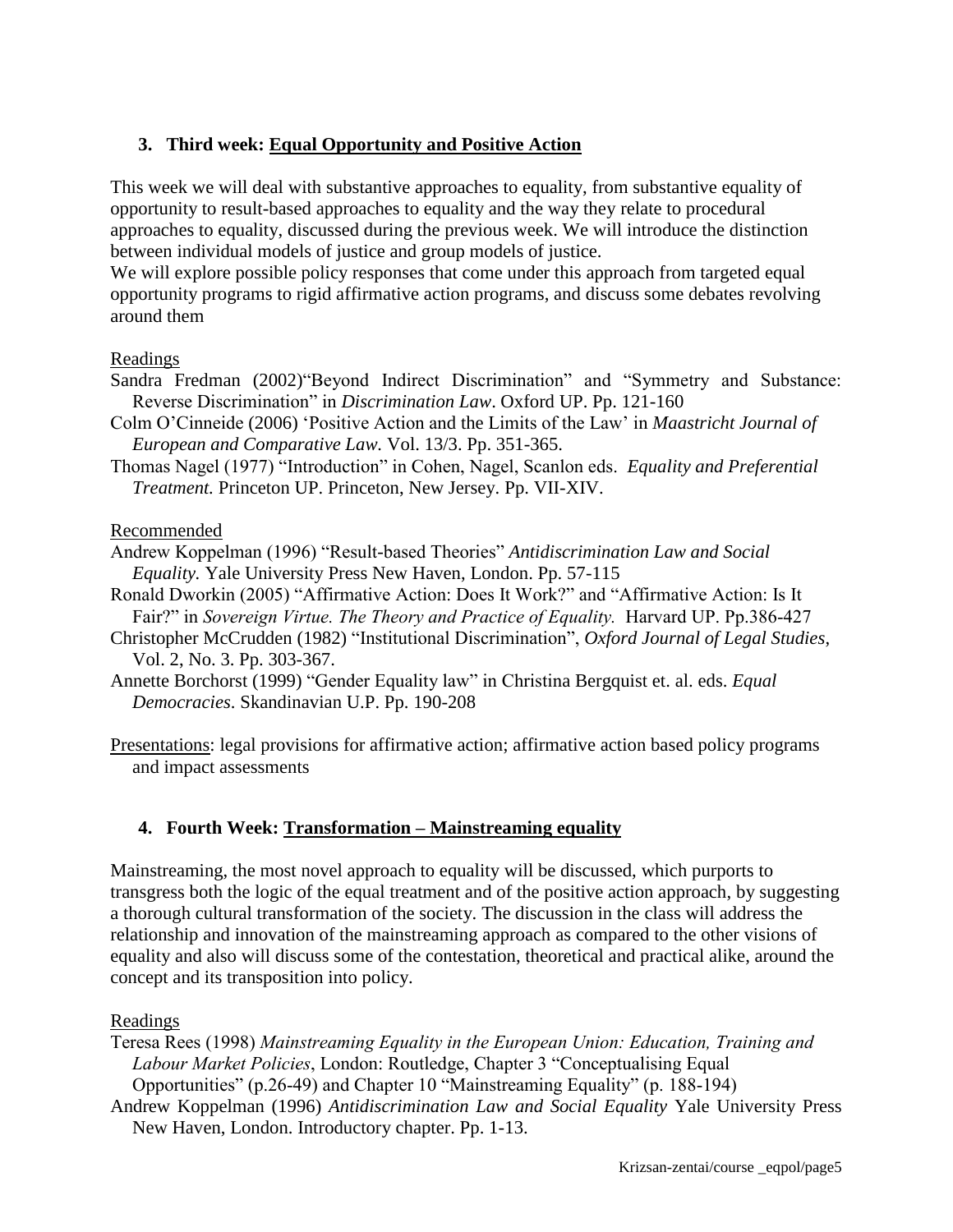### 3. Third week: <u>Equal Opportunity and Positive Action</u>

This week we will deal with substantive approaches to equality, from substantive equality of opportunity to result-based approaches to equality and the way they relate to procedural approaches to equality, discussed during the previous week. We will introduce the distinction between individual models of justice and group models of justice.
We will explore possible policy responses that come under this approach from targeted equal opportunity programs to rigid affirmative action programs, and discuss some debates revolving around them

<u>Readings</u>

Sandra Fredman (2002)"Beyond Indirect Discrimination" and "Symmetry and Substance: Reverse Discrimination" in *Discrimination Law*. Oxford UP. Pp. 121-160

Colm O'Cinneide (2006) 'Positive Action and the Limits of the Law' in *Maastricht Journal of European and Comparative Law.* Vol. 13/3. Pp. 351-365.

Thomas Nagel (1977) "Introduction" in Cohen, Nagel, Scanlon eds. *Equality and Preferential Treatment.* Princeton UP. Princeton, New Jersey. Pp. VII-XIV.

<u>Recommended</u>

Andrew Koppelman (1996) "Result-based Theories" *Antidiscrimination Law and Social Equality.* Yale University Press New Haven, London. Pp. 57-115

Ronald Dworkin (2005) "Affirmative Action: Does It Work?" and "Affirmative Action: Is It Fair?" in *Sovereign Virtue. The Theory and Practice of Equality.* Harvard UP. Pp.386-427

Christopher McCrudden (1982) "Institutional Discrimination", *Oxford Journal of Legal Studies*, Vol. 2, No. 3. Pp. 303-367.

Annette Borchorst (1999) "Gender Equality law" in Christina Bergquist et. al. eds. *Equal Democracies*. Skandinavian U.P. Pp. 190-208

<u>Presentations</u>: legal provisions for affirmative action; affirmative action based policy programs and impact assessments

### 4. Fourth Week: <u>Transformation – Mainstreaming equality</u>

Mainstreaming, the most novel approach to equality will be discussed, which purports to transgress both the logic of the equal treatment and of the positive action approach, by suggesting a thorough cultural transformation of the society. The discussion in the class will address the relationship and innovation of the mainstreaming approach as compared to the other visions of equality and also will discuss some of the contestation, theoretical and practical alike, around the concept and its transposition into policy.

<u>Readings</u>

Teresa Rees (1998) *Mainstreaming Equality in the European Union: Education, Training and Labour Market Policies*, London: Routledge, Chapter 3 "Conceptualising Equal Opportunities" (p.26-49) and Chapter 10 "Mainstreaming Equality" (p. 188-194)

Andrew Koppelman (1996) *Antidiscrimination Law and Social Equality* Yale University Press New Haven, London. Introductory chapter. Pp. 1-13.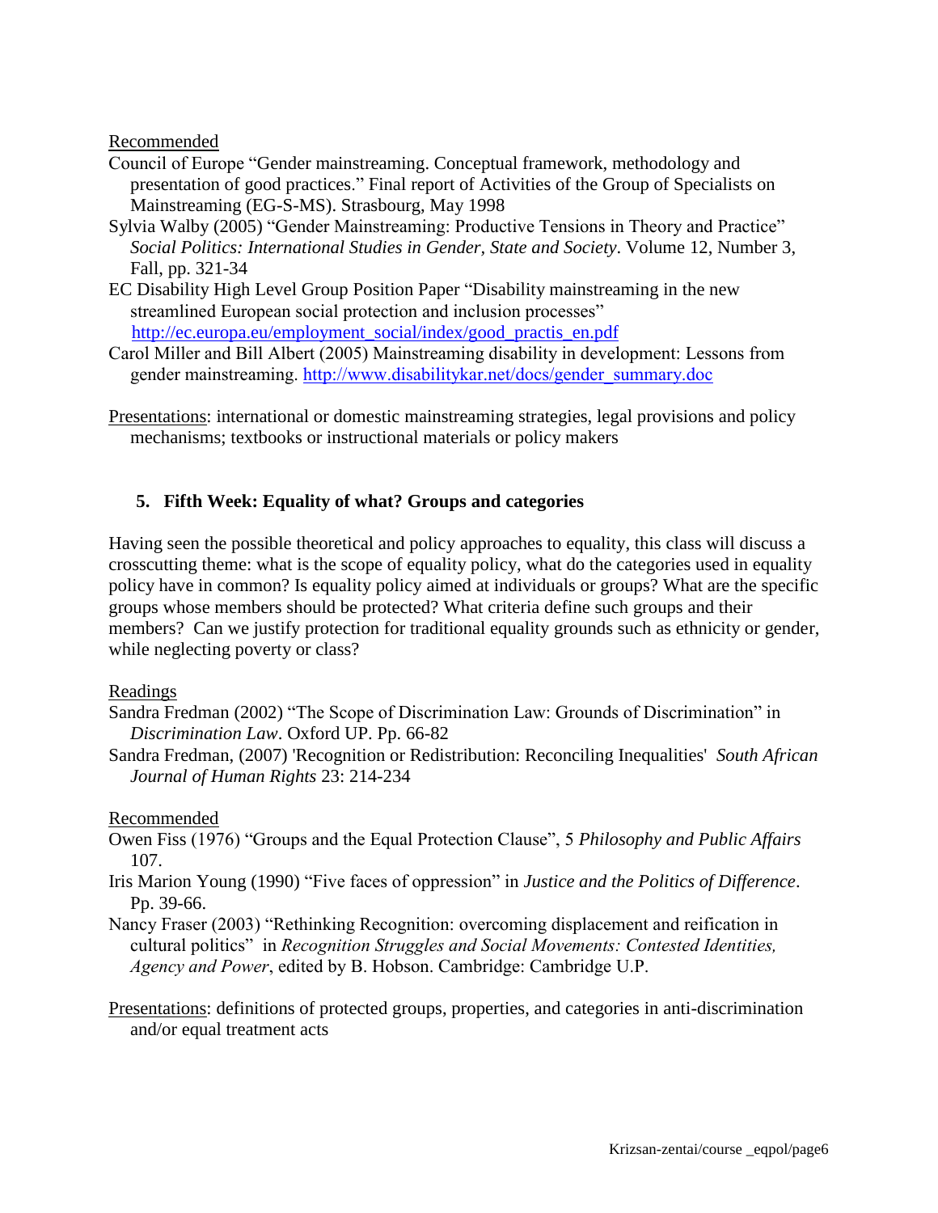Recommended

Council of Europe “Gender mainstreaming. Conceptual framework, methodology and presentation of good practices.” Final report of Activities of the Group of Specialists on Mainstreaming (EG-S-MS). Strasbourg, May 1998

Sylvia Walby (2005) “Gender Mainstreaming: Productive Tensions in Theory and Practice” *Social Politics: International Studies in Gender, State and Society*. Volume 12, Number 3, Fall, pp. 321-34

EC Disability High Level Group Position Paper “Disability mainstreaming in the new streamlined European social protection and inclusion processes” http://ec.europa.eu/employment_social/index/good_practis_en.pdf

Carol Miller and Bill Albert (2005) Mainstreaming disability in development: Lessons from gender mainstreaming. http://www.disabilitykar.net/docs/gender_summary.doc

Presentations: international or domestic mainstreaming strategies, legal provisions and policy mechanisms; textbooks or instructional materials or policy makers

## 5. Fifth Week: Equality of what? Groups and categories

Having seen the possible theoretical and policy approaches to equality, this class will discuss a crosscutting theme: what is the scope of equality policy, what do the categories used in equality policy have in common? Is equality policy aimed at individuals or groups? What are the specific groups whose members should be protected? What criteria define such groups and their members? Can we justify protection for traditional equality grounds such as ethnicity or gender, while neglecting poverty or class?

Readings

Sandra Fredman (2002) “The Scope of Discrimination Law: Grounds of Discrimination” in *Discrimination Law*. Oxford UP. Pp. 66-82

Sandra Fredman, (2007) 'Recognition or Redistribution: Reconciling Inequalities' *South African Journal of Human Rights* 23: 214-234

Recommended

Owen Fiss (1976) “Groups and the Equal Protection Clause”, 5 *Philosophy and Public Affairs* 107.

Iris Marion Young (1990) “Five faces of oppression” in *Justice and the Politics of Difference*. Pp. 39-66.

Nancy Fraser (2003) “Rethinking Recognition: overcoming displacement and reification in cultural politics” in *Recognition Struggles and Social Movements: Contested Identities, Agency and Power*, edited by B. Hobson. Cambridge: Cambridge U.P.

Presentations: definitions of protected groups, properties, and categories in anti-discrimination and/or equal treatment acts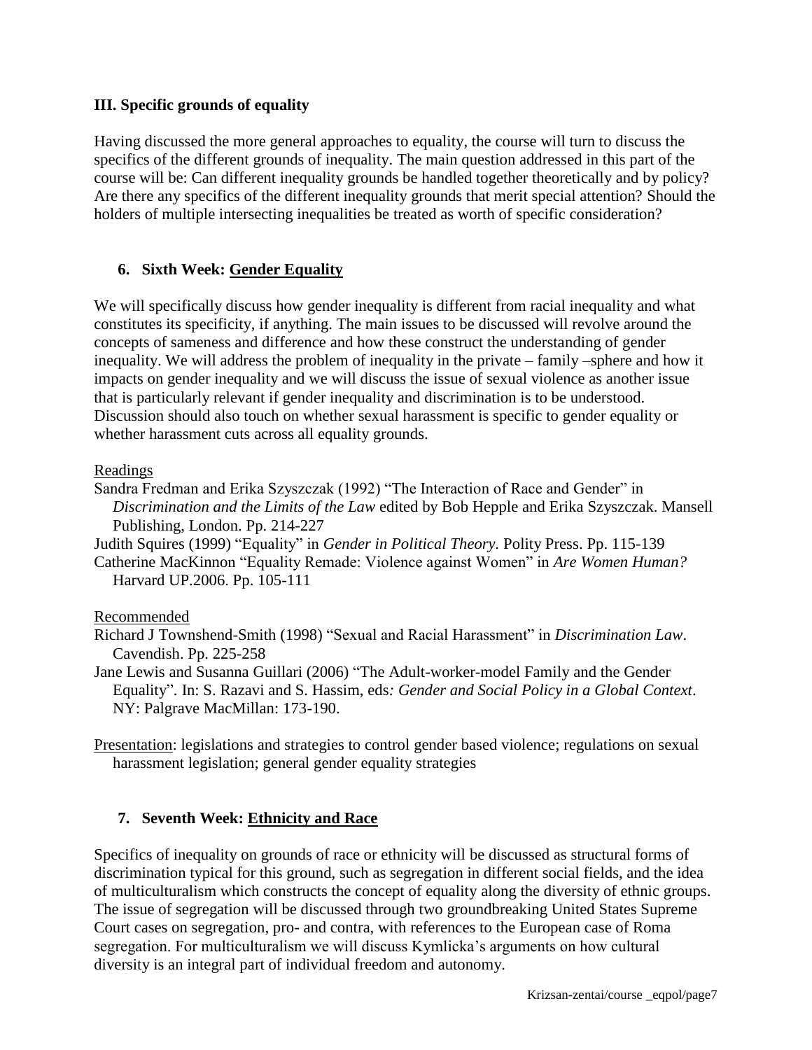## III. Specific grounds of equality

Having discussed the more general approaches to equality, the course will turn to discuss the specifics of the different grounds of inequality. The main question addressed in this part of the course will be: Can different inequality grounds be handled together theoretically and by policy? Are there any specifics of the different inequality grounds that merit special attention? Should the holders of multiple intersecting inequalities be treated as worth of specific consideration?

### 6. Sixth Week: <u>Gender Equality</u>

We will specifically discuss how gender inequality is different from racial inequality and what constitutes its specificity, if anything. The main issues to be discussed will revolve around the concepts of sameness and difference and how these construct the understanding of gender inequality. We will address the problem of inequality in the private – family –sphere and how it impacts on gender inequality and we will discuss the issue of sexual violence as another issue that is particularly relevant if gender inequality and discrimination is to be understood. Discussion should also touch on whether sexual harassment is specific to gender equality or whether harassment cuts across all equality grounds.

<u>Readings</u>

Sandra Fredman and Erika Szyszczak (1992) "The Interaction of Race and Gender" in *Discrimination and the Limits of the Law* edited by Bob Hepple and Erika Szyszczak. Mansell Publishing, London. Pp. 214-227

Judith Squires (1999) "Equality" in *Gender in Political Theory*. Polity Press. Pp. 115-139

Catherine MacKinnon "Equality Remade: Violence against Women" in *Are Women Human?* Harvard UP.2006. Pp. 105-111

<u>Recommended</u>

Richard J Townshend-Smith (1998) "Sexual and Racial Harassment" in *Discrimination Law*. Cavendish. Pp. 225-258

Jane Lewis and Susanna Guillari (2006) "The Adult-worker-model Family and the Gender Equality". In: S. Razavi and S. Hassim, eds*: Gender and Social Policy in a Global Context*. NY: Palgrave MacMillan: 173-190.

<u>Presentation</u>: legislations and strategies to control gender based violence; regulations on sexual harassment legislation; general gender equality strategies

### 7. Seventh Week: <u>Ethnicity and Race</u>

Specifics of inequality on grounds of race or ethnicity will be discussed as structural forms of discrimination typical for this ground, such as segregation in different social fields, and the idea of multiculturalism which constructs the concept of equality along the diversity of ethnic groups. The issue of segregation will be discussed through two groundbreaking United States Supreme Court cases on segregation, pro- and contra, with references to the European case of Roma segregation. For multiculturalism we will discuss Kymlicka's arguments on how cultural diversity is an integral part of individual freedom and autonomy.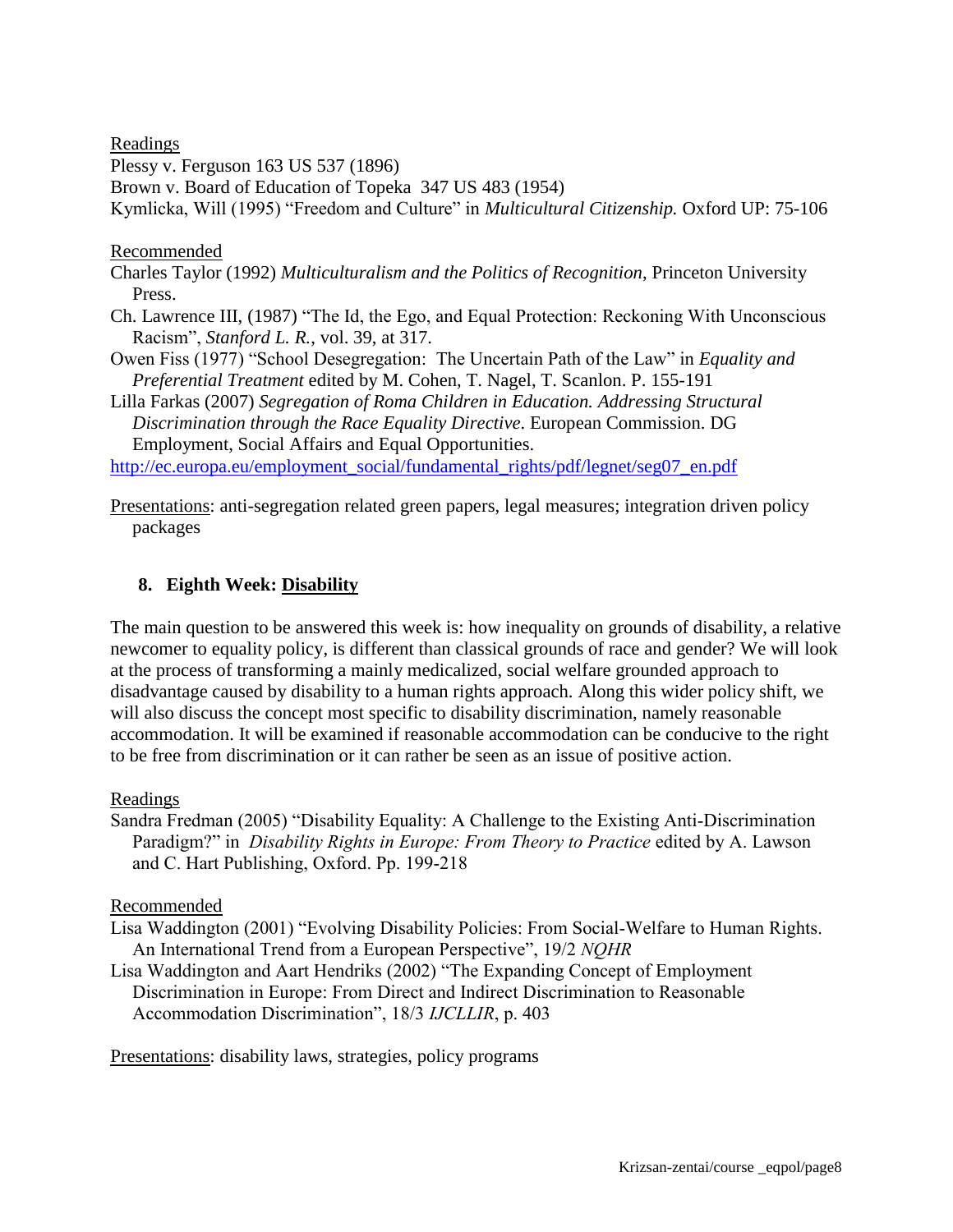Readings

Plessy v. Ferguson 163 US 537 (1896)

Brown v. Board of Education of Topeka 347 US 483 (1954)

Kymlicka, Will (1995) "Freedom and Culture" in *Multicultural Citizenship.* Oxford UP: 75-106

Recommended

Charles Taylor (1992) *Multiculturalism and the Politics of Recognition*, Princeton University Press.

Ch. Lawrence III, (1987) "The Id, the Ego, and Equal Protection: Reckoning With Unconscious Racism", *Stanford L. R.*, vol. 39, at 317.

Owen Fiss (1977) "School Desegregation: The Uncertain Path of the Law" in *Equality and Preferential Treatment* edited by M. Cohen, T. Nagel, T. Scanlon. P. 155-191

Lilla Farkas (2007) *Segregation of Roma Children in Education. Addressing Structural Discrimination through the Race Equality Directive*. European Commission. DG Employment, Social Affairs and Equal Opportunities.

http://ec.europa.eu/employment_social/fundamental_rights/pdf/legnet/seg07_en.pdf

Presentations: anti-segregation related green papers, legal measures; integration driven policy packages

## 8. Eighth Week: Disability

The main question to be answered this week is: how inequality on grounds of disability, a relative newcomer to equality policy, is different than classical grounds of race and gender? We will look at the process of transforming a mainly medicalized, social welfare grounded approach to disadvantage caused by disability to a human rights approach. Along this wider policy shift, we will also discuss the concept most specific to disability discrimination, namely reasonable accommodation. It will be examined if reasonable accommodation can be conducive to the right to be free from discrimination or it can rather be seen as an issue of positive action.

Readings

Sandra Fredman (2005) "Disability Equality: A Challenge to the Existing Anti-Discrimination Paradigm?" in *Disability Rights in Europe: From Theory to Practice* edited by A. Lawson and C. Hart Publishing, Oxford. Pp. 199-218

Recommended

Lisa Waddington (2001) "Evolving Disability Policies: From Social-Welfare to Human Rights. An International Trend from a European Perspective", 19/2 *NQHR*

Lisa Waddington and Aart Hendriks (2002) "The Expanding Concept of Employment Discrimination in Europe: From Direct and Indirect Discrimination to Reasonable Accommodation Discrimination", 18/3 *IJCLLIR*, p. 403

Presentations: disability laws, strategies, policy programs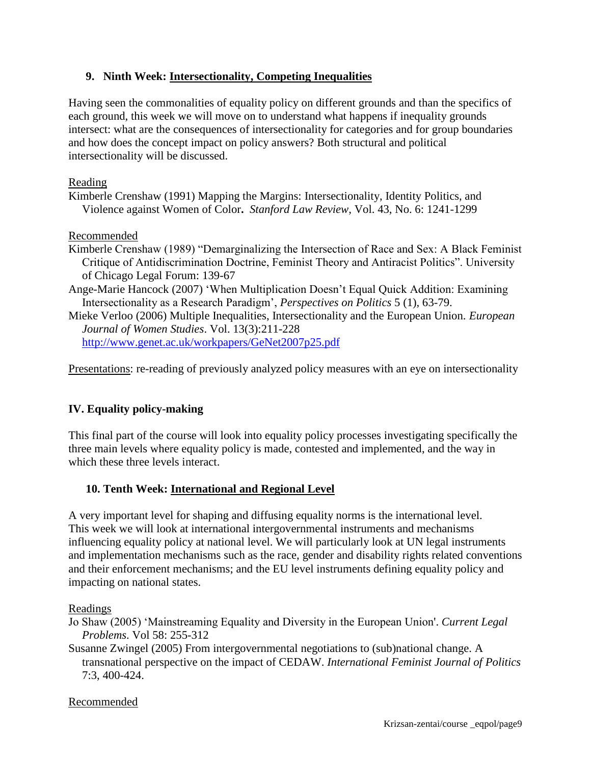## 9. Ninth Week: Intersectionality, Competing Inequalities

Having seen the commonalities of equality policy on different grounds and than the specifics of each ground, this week we will move on to understand what happens if inequality grounds intersect: what are the consequences of intersectionality for categories and for group boundaries and how does the concept impact on policy answers? Both structural and political intersectionality will be discussed.

Reading

Kimberle Crenshaw (1991) Mapping the Margins: Intersectionality, Identity Politics, and Violence against Women of Color**.** *Stanford Law Review*, Vol. 43, No. 6: 1241-1299

Recommended

Kimberle Crenshaw (1989) "Demarginalizing the Intersection of Race and Sex: A Black Feminist Critique of Antidiscrimination Doctrine, Feminist Theory and Antiracist Politics". University of Chicago Legal Forum: 139-67

Ange-Marie Hancock (2007) 'When Multiplication Doesn't Equal Quick Addition: Examining Intersectionality as a Research Paradigm', *Perspectives on Politics* 5 (1), 63-79.

Mieke Verloo (2006) Multiple Inequalities, Intersectionality and the European Union. *European Journal of Women Studies*. Vol. 13(3):211-228 http://www.genet.ac.uk/workpapers/GeNet2007p25.pdf

Presentations: re-reading of previously analyzed policy measures with an eye on intersectionality

# IV. Equality policy-making

This final part of the course will look into equality policy processes investigating specifically the three main levels where equality policy is made, contested and implemented, and the way in which these three levels interact.

## 10. Tenth Week: International and Regional Level

A very important level for shaping and diffusing equality norms is the international level. This week we will look at international intergovernmental instruments and mechanisms influencing equality policy at national level. We will particularly look at UN legal instruments and implementation mechanisms such as the race, gender and disability rights related conventions and their enforcement mechanisms; and the EU level instruments defining equality policy and impacting on national states.

Readings

Jo Shaw (2005) 'Mainstreaming Equality and Diversity in the European Union'. *Current Legal Problems*. Vol 58: 255-312

Susanne Zwingel (2005) From intergovernmental negotiations to (sub)national change. A transnational perspective on the impact of CEDAW. *International Feminist Journal of Politics* 7:3, 400-424.

Recommended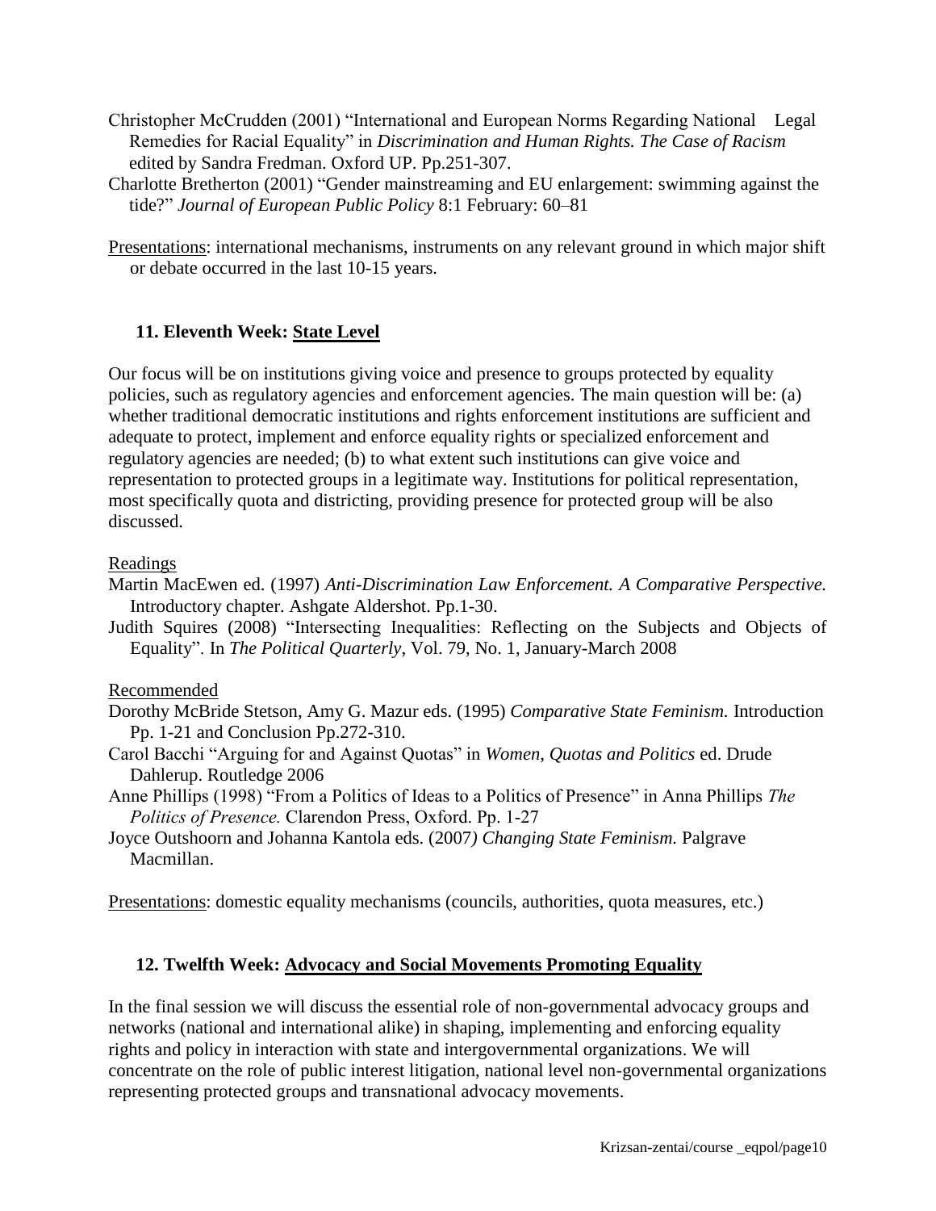Christopher McCrudden (2001) "International and European Norms Regarding National Legal Remedies for Racial Equality" in *Discrimination and Human Rights. The Case of Racism* edited by Sandra Fredman. Oxford UP. Pp.251-307.

Charlotte Bretherton (2001) "Gender mainstreaming and EU enlargement: swimming against the tide?" *Journal of European Public Policy* 8:1 February: 60–81

<u>Presentations</u>: international mechanisms, instruments on any relevant ground in which major shift or debate occurred in the last 10-15 years.

### 11. Eleventh Week: <u>State Level</u>

Our focus will be on institutions giving voice and presence to groups protected by equality policies, such as regulatory agencies and enforcement agencies. The main question will be: (a) whether traditional democratic institutions and rights enforcement institutions are sufficient and adequate to protect, implement and enforce equality rights or specialized enforcement and regulatory agencies are needed; (b) to what extent such institutions can give voice and representation to protected groups in a legitimate way. Institutions for political representation, most specifically quota and districting, providing presence for protected group will be also discussed.

<u>Readings</u>

Martin MacEwen ed. (1997) *Anti-Discrimination Law Enforcement. A Comparative Perspective.* Introductory chapter. Ashgate Aldershot. Pp.1-30.

Judith Squires (2008) "Intersecting Inequalities: Reflecting on the Subjects and Objects of Equality". In *The Political Quarterly*, Vol. 79, No. 1, January-March 2008

<u>Recommended</u>

Dorothy McBride Stetson, Amy G. Mazur eds. (1995) *Comparative State Feminism.* Introduction Pp. 1-21 and Conclusion Pp.272-310.

Carol Bacchi "Arguing for and Against Quotas" in *Women, Quotas and Politics* ed. Drude Dahlerup. Routledge 2006

Anne Phillips (1998) "From a Politics of Ideas to a Politics of Presence" in Anna Phillips *The Politics of Presence.* Clarendon Press, Oxford. Pp. 1-27

Joyce Outshoorn and Johanna Kantola eds. (2007) *Changing State Feminism.* Palgrave Macmillan.

<u>Presentations</u>: domestic equality mechanisms (councils, authorities, quota measures, etc.)

### 12. Twelfth Week: <u>Advocacy and Social Movements Promoting Equality</u>

In the final session we will discuss the essential role of non-governmental advocacy groups and networks (national and international alike) in shaping, implementing and enforcing equality rights and policy in interaction with state and intergovernmental organizations. We will concentrate on the role of public interest litigation, national level non-governmental organizations representing protected groups and transnational advocacy movements.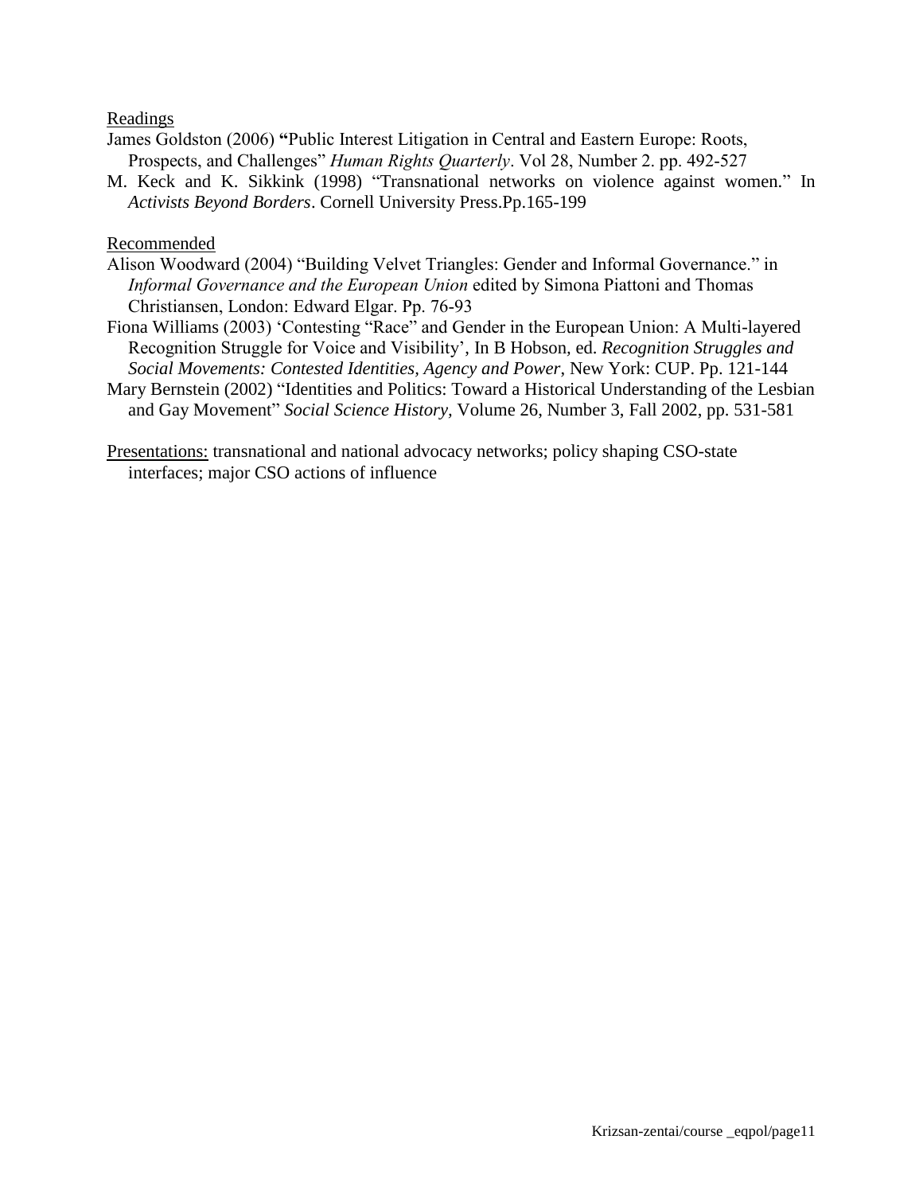Readings

James Goldston (2006) "Public Interest Litigation in Central and Eastern Europe: Roots, Prospects, and Challenges" *Human Rights Quarterly*. Vol 28, Number 2. pp. 492-527

M. Keck and K. Sikkink (1998) "Transnational networks on violence against women." In *Activists Beyond Borders*. Cornell University Press.Pp.165-199

Recommended

Alison Woodward (2004) "Building Velvet Triangles: Gender and Informal Governance." in *Informal Governance and the European Union* edited by Simona Piattoni and Thomas Christiansen, London: Edward Elgar. Pp. 76-93

Fiona Williams (2003) 'Contesting "Race" and Gender in the European Union: A Multi-layered Recognition Struggle for Voice and Visibility', In B Hobson, ed. *Recognition Struggles and Social Movements: Contested Identities, Agency and Power*, New York: CUP. Pp. 121-144

Mary Bernstein (2002) "Identities and Politics: Toward a Historical Understanding of the Lesbian and Gay Movement" *Social Science History*, Volume 26, Number 3, Fall 2002, pp. 531-581

Presentations: transnational and national advocacy networks; policy shaping CSO-state interfaces; major CSO actions of influence